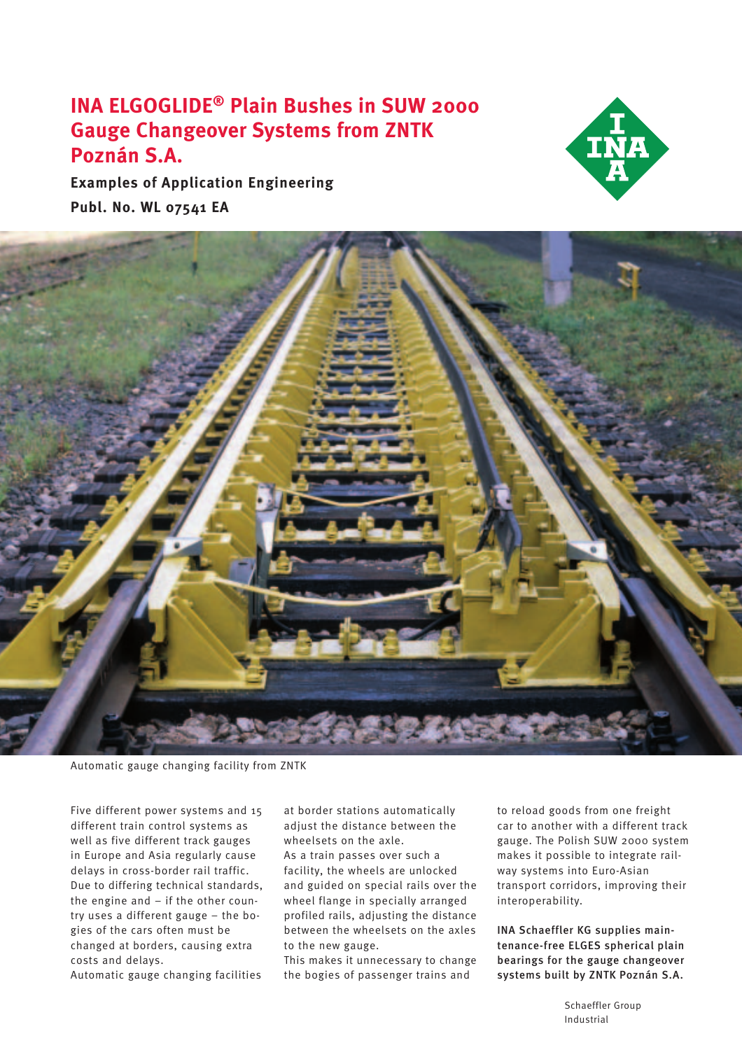# INA ELGOGLIDE® Plain Bushes in SUW 2000 Gauge Changeover Systems from ZNTK Poznán S.A.

**Examples of Application Engineering**

**Publ. No. WL 07541 EA**

Automatic gauge changing facility from ZNTK

Five different power systems and 15 different train control systems as well as five different track gauges in Europe and Asia regularly cause delays in cross-border rail traffic. Due to differing technical standards, the engine and – if the other country uses a different gauge – the bogies of the cars often must be changed at borders, causing extra costs and delays.

Automatic gauge changing facilities at border stations automatically adjust the distance between the wheelsets on the axle.

As a train passes over such a facility, the wheels are unlocked and guided on special rails over the wheel flange in specially arranged profiled rails, adjusting the distance between the wheelsets on the axles to the new gauge.

This makes it unnecessary to change the bogies of passenger trains and to reload goods from one freight car to another with a different track gauge. The Polish SUW 2000 system makes it possible to integrate railway systems into Euro-Asian transport corridors, improving their interoperability.

**INA Schaeffler KG supplies maintenance-free ELGES spherical plain bearings for the gauge changeover systems built by ZNTK Poznán S.A.**

Schaeffler Group Industrial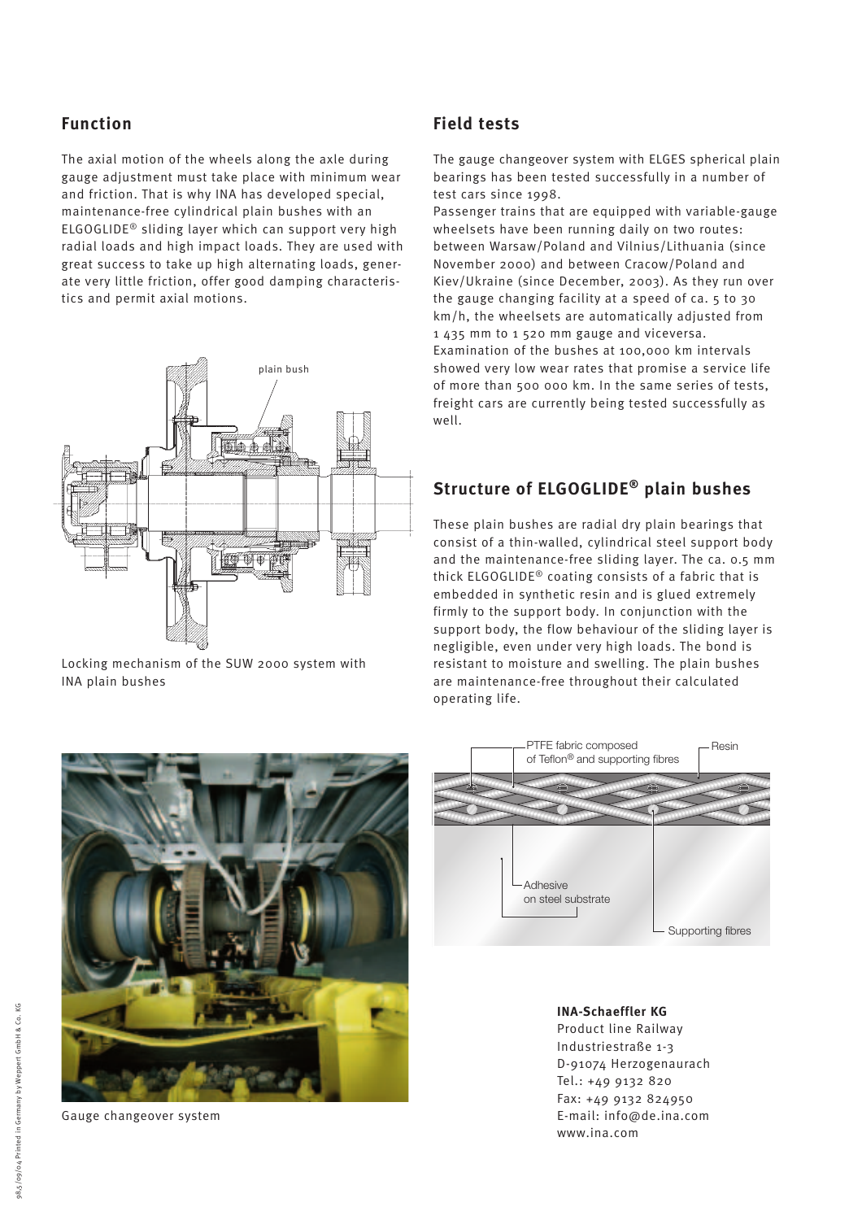## Function

The axial motion of the wheels along the axle during gauge adjustment must take place with minimum wear and friction. That is why INA has developed special, maintenance-free cylindrical plain bushes with an ELGOGLIDE® sliding layer which can support very high radial loads and high impact loads. They are used with great success to take up high alternating loads, generate very little friction, offer good damping characteristics and permit axial motions.

plain bush

Locking mechanism of the SUW 2000 system with INA plain bushes

Gauge changeover system

## Field tests

The gauge changeover system with ELGES spherical plain bearings has been tested successfully in a number of test cars since 1998.

Passenger trains that are equipped with variable-gauge wheelsets have been running daily on two routes: between Warsaw/Poland and Vilnius/Lithuania (since November 2000) and between Cracow/Poland and Kiev/Ukraine (since December, 2003). As they run over the gauge changing facility at a speed of ca. 5 to 30 km/h, the wheelsets are automatically adjusted from 1 435 mm to 1 520 mm gauge and viceversa. Examination of the bushes at 100,000 km intervals showed very low wear rates that promise a service life of more than 500 000 km. In the same series of tests, freight cars are currently being tested successfully as well.

## Structure of ELGOGLIDE® plain bushes

These plain bushes are radial dry plain bearings that consist of a thin-walled, cylindrical steel support body and the maintenance-free sliding layer. The ca. 0.5 mm thick ELGOGLIDE® coating consists of a fabric that is embedded in synthetic resin and is glued extremely firmly to the support body. In conjunction with the support body, the flow behaviour of the sliding layer is negligible, even under very high loads. The bond is resistant to moisture and swelling. The plain bushes are maintenance-free throughout their calculated operating life.

PTFE fabric composed of Teflon® and supporting fibres

Resin

Adhesive on steel substrate

Supporting fibres

**INA-Schaeffler KG**
Product line Railway
Industriestraße 1-3
D-91074 Herzogenaurach
Tel.: +49 9132 820
Fax: +49 9132 824950
E-mail: info@de.ina.com
www.ina.com

985/09/04 Printed in Germany by Weppert GmbH & Co. KG